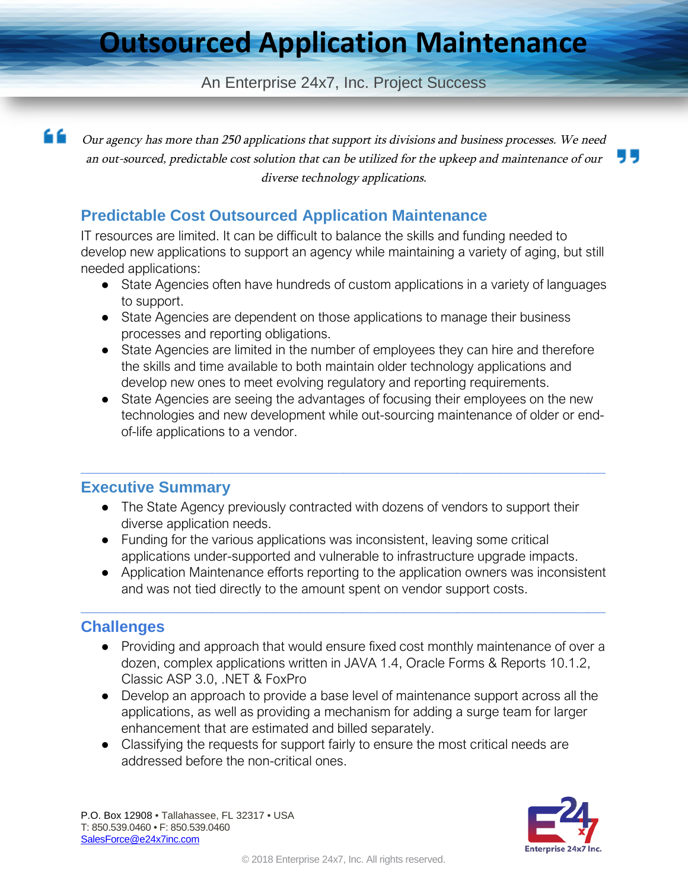# Outsourced Application Maintenance

An Enterprise 24x7, Inc. Project Success

> *Our agency has more than 250 applications that support its divisions and business processes. We need an out-sourced, predictable cost solution that can be utilized for the upkeep and maintenance of our diverse technology applications.*

## Predictable Cost Outsourced Application Maintenance

IT resources are limited. It can be difficult to balance the skills and funding needed to develop new applications to support an agency while maintaining a variety of aging, but still needed applications:

- State Agencies often have hundreds of custom applications in a variety of languages to support.
- State Agencies are dependent on those applications to manage their business processes and reporting obligations.
- State Agencies are limited in the number of employees they can hire and therefore the skills and time available to both maintain older technology applications and develop new ones to meet evolving regulatory and reporting requirements.
- State Agencies are seeing the advantages of focusing their employees on the new technologies and new development while out-sourcing maintenance of older or end-of-life applications to a vendor.

---

## Executive Summary

- The State Agency previously contracted with dozens of vendors to support their diverse application needs.
- Funding for the various applications was inconsistent, leaving some critical applications under-supported and vulnerable to infrastructure upgrade impacts.
- Application Maintenance efforts reporting to the application owners was inconsistent and was not tied directly to the amount spent on vendor support costs.

---

## Challenges

- Providing and approach that would ensure fixed cost monthly maintenance of over a dozen, complex applications written in JAVA 1.4, Oracle Forms & Reports 10.1.2, Classic ASP 3.0, .NET & FoxPro
- Develop an approach to provide a base level of maintenance support across all the applications, as well as providing a mechanism for adding a surge team for larger enhancement that are estimated and billed separately.
- Classifying the requests for support fairly to ensure the most critical needs are addressed before the non-critical ones.

P.O. Box 12908 • Tallahassee, FL 32317 • USA
T: 850.539.0460 • F: 850.539.0460
SalesForce@e24x7inc.com

Enterprise 24x7 Inc.

© 2018 Enterprise 24x7, Inc. All rights reserved.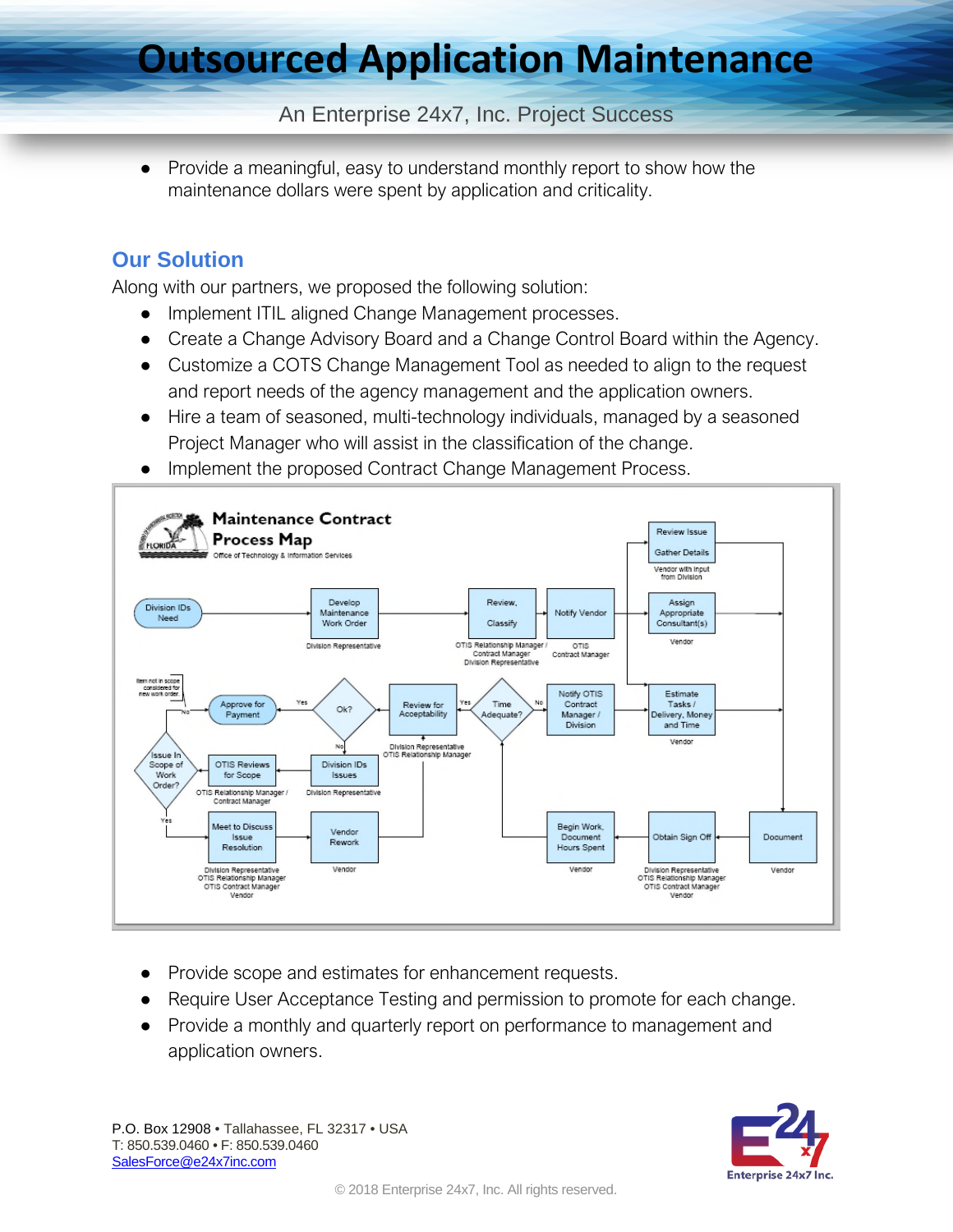- Provide a meaningful, easy to understand monthly report to show how the maintenance dollars were spent by application and criticality.

## Our Solution

Along with our partners, we proposed the following solution:

- Implement ITIL aligned Change Management processes.
- Create a Change Advisory Board and a Change Control Board within the Agency.
- Customize a COTS Change Management Tool as needed to align to the request and report needs of the agency management and the application owners.
- Hire a team of seasoned, multi-technology individuals, managed by a seasoned Project Manager who will assist in the classification of the change.
- Implement the proposed Contract Change Management Process.

- Provide scope and estimates for enhancement requests.
- Require User Acceptance Testing and permission to promote for each change.
- Provide a monthly and quarterly report on performance to management and application owners.

P.O. Box 12908 • Tallahassee, FL 32317 • USA
T: 850.539.0460 • F: 850.539.0460
SalesForce@e24x7inc.com

© 2018 Enterprise 24x7, Inc. All rights reserved.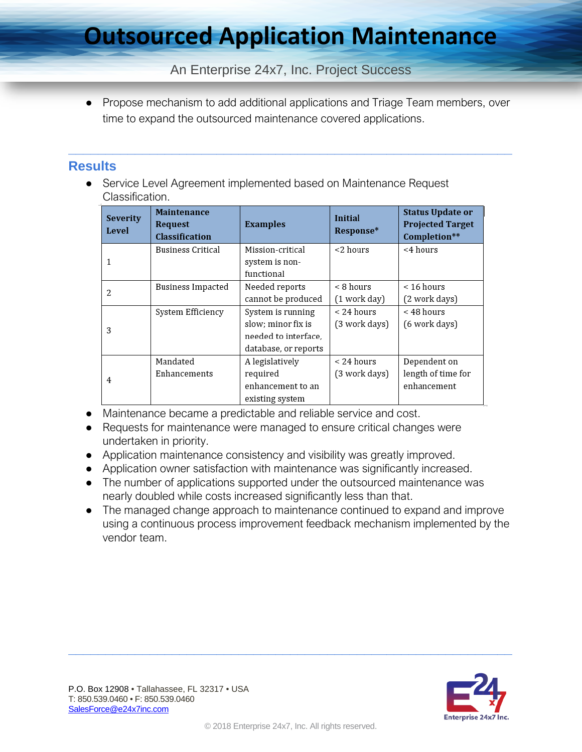- Propose mechanism to add additional applications and Triage Team members, over time to expand the outsourced maintenance covered applications.

## Results

- Service Level Agreement implemented based on Maintenance Request Classification.

| Severity Level | Maintenance Request Classification | Examples | Initial Response* | Status Update or Projected Target Completion** |
|---|---|---|---|---|
| 1 | Business Critical | Mission-critical system is non-functional | <2 hours | <4 hours |
| 2 | Business Impacted | Needed reports cannot be produced | < 8 hours (1 work day) | < 16 hours (2 work days) |
| 3 | System Efficiency | System is running slow; minor fix is needed to interface, database, or reports | < 24 hours (3 work days) | < 48 hours (6 work days) |
| 4 | Mandated Enhancements | A legislatively required enhancement to an existing system | < 24 hours (3 work days) | Dependent on length of time for enhancement |

- Maintenance became a predictable and reliable service and cost.
- Requests for maintenance were managed to ensure critical changes were undertaken in priority.
- Application maintenance consistency and visibility was greatly improved.
- Application owner satisfaction with maintenance was significantly increased.
- The number of applications supported under the outsourced maintenance was nearly doubled while costs increased significantly less than that.
- The managed change approach to maintenance continued to expand and improve using a continuous process improvement feedback mechanism implemented by the vendor team.